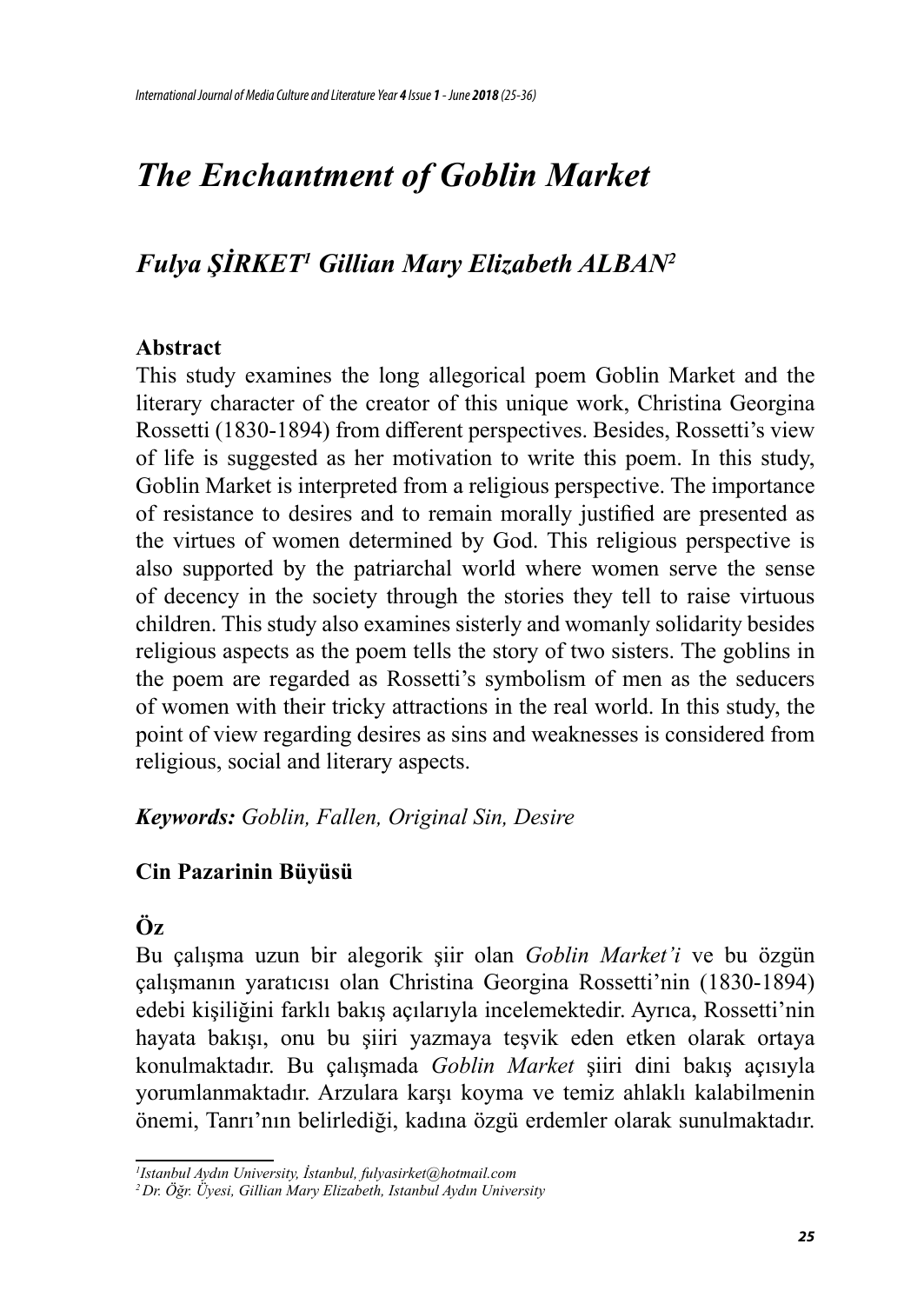# *The Enchantment of Goblin Market*

## *Fulya ŞİRKET[1] Gillian Mary Elizabeth ALBAN[2]*

**Abstract**

This study examines the long allegorical poem Goblin Market and the literary character of the creator of this unique work, Christina Georgina Rossetti (1830-1894) from different perspectives. Besides, Rossetti's view of life is suggested as her motivation to write this poem. In this study, Goblin Market is interpreted from a religious perspective. The importance of resistance to desires and to remain morally justified are presented as the virtues of women determined by God. This religious perspective is also supported by the patriarchal world where women serve the sense of decency in the society through the stories they tell to raise virtuous children. This study also examines sisterly and womanly solidarity besides religious aspects as the poem tells the story of two sisters. The goblins in the poem are regarded as Rossetti's symbolism of men as the seducers of women with their tricky attractions in the real world. In this study, the point of view regarding desires as sins and weaknesses is considered from religious, social and literary aspects.

***Keywords:*** *Goblin, Fallen, Original Sin, Desire*

**Cin Pazarinin Büyüsü**

**Öz**

Bu çalışma uzun bir alegorik şiir olan *Goblin Market'i* ve bu özgün çalışmanın yaratıcısı olan Christina Georgina Rossetti'nin (1830-1894) edebi kişiliğini farklı bakış açılarıyla incelemektedir. Ayrıca, Rossetti'nin hayata bakışı, onu bu şiiri yazmaya teşvik eden etken olarak ortaya konulmaktadır. Bu çalışmada *Goblin Market* şiiri dini bakış açısıyla yorumlanmaktadır. Arzulara karşı koyma ve temiz ahlaklı kalabilmenin önemi, Tanrı'nın belirlediği, kadına özgü erdemler olarak sunulmaktadır.

---

[1] *Istanbul Aydın University, İstanbul, fulyasirket@hotmail.com*

[2] *Dr. Öğr. Üyesi, Gillian Mary Elizabeth, Istanbul Aydın University*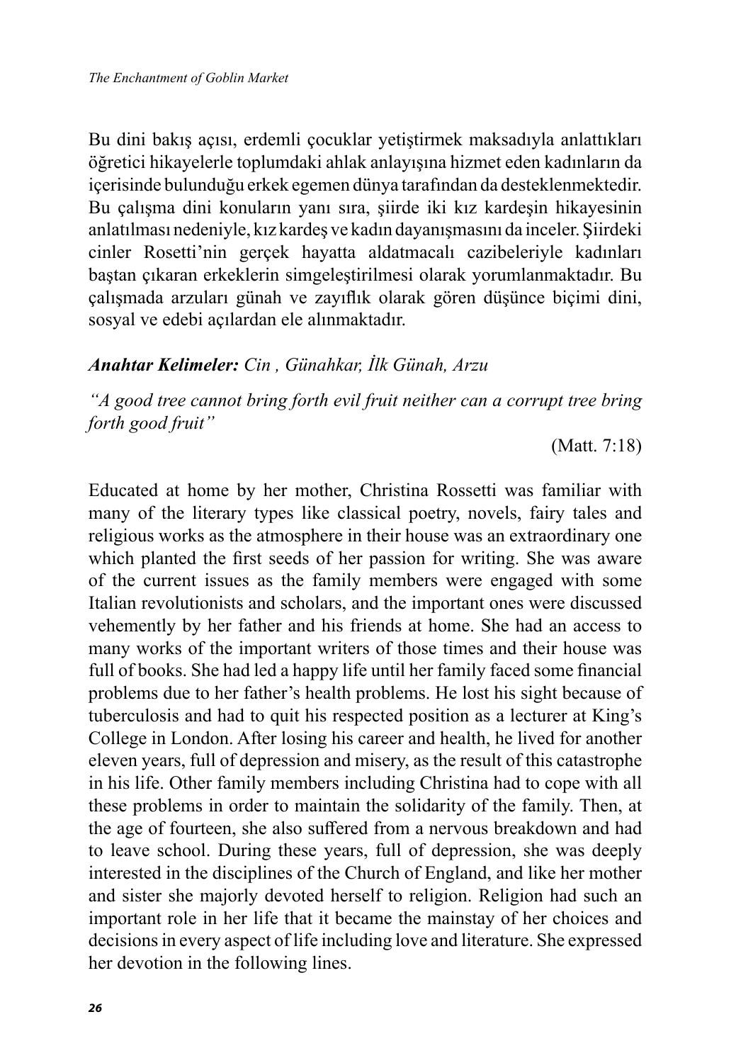Bu dini bakış açısı, erdemli çocuklar yetiştirmek maksadıyla anlattıkları öğretici hikayelerle toplumdaki ahlak anlayışına hizmet eden kadınların da içerisinde bulunduğu erkek egemen dünya tarafından da desteklenmektedir. Bu çalışma dini konuların yanı sıra, şiirde iki kız kardeşin hikayesinin anlatılması nedeniyle, kız kardeş ve kadın dayanışmasını da inceler. Şiirdeki cinler Rosetti'nin gerçek hayatta aldatmacalı cazibeleriyle kadınları baştan çıkaran erkeklerin simgeleştirilmesi olarak yorumlanmaktadır. Bu çalışmada arzuları günah ve zayıflık olarak gören düşünce biçimi dini, sosyal ve edebi açılardan ele alınmaktadır.

***Anahtar Kelimeler:*** *Cin , Günahkar, İlk Günah, Arzu*

*"A good tree cannot bring forth evil fruit neither can a corrupt tree bring forth good fruit"*

(Matt. 7:18)

Educated at home by her mother, Christina Rossetti was familiar with many of the literary types like classical poetry, novels, fairy tales and religious works as the atmosphere in their house was an extraordinary one which planted the first seeds of her passion for writing. She was aware of the current issues as the family members were engaged with some Italian revolutionists and scholars, and the important ones were discussed vehemently by her father and his friends at home. She had an access to many works of the important writers of those times and their house was full of books. She had led a happy life until her family faced some financial problems due to her father's health problems. He lost his sight because of tuberculosis and had to quit his respected position as a lecturer at King's College in London. After losing his career and health, he lived for another eleven years, full of depression and misery, as the result of this catastrophe in his life. Other family members including Christina had to cope with all these problems in order to maintain the solidarity of the family. Then, at the age of fourteen, she also suffered from a nervous breakdown and had to leave school. During these years, full of depression, she was deeply interested in the disciplines of the Church of England, and like her mother and sister she majorly devoted herself to religion. Religion had such an important role in her life that it became the mainstay of her choices and decisions in every aspect of life including love and literature. She expressed her devotion in the following lines.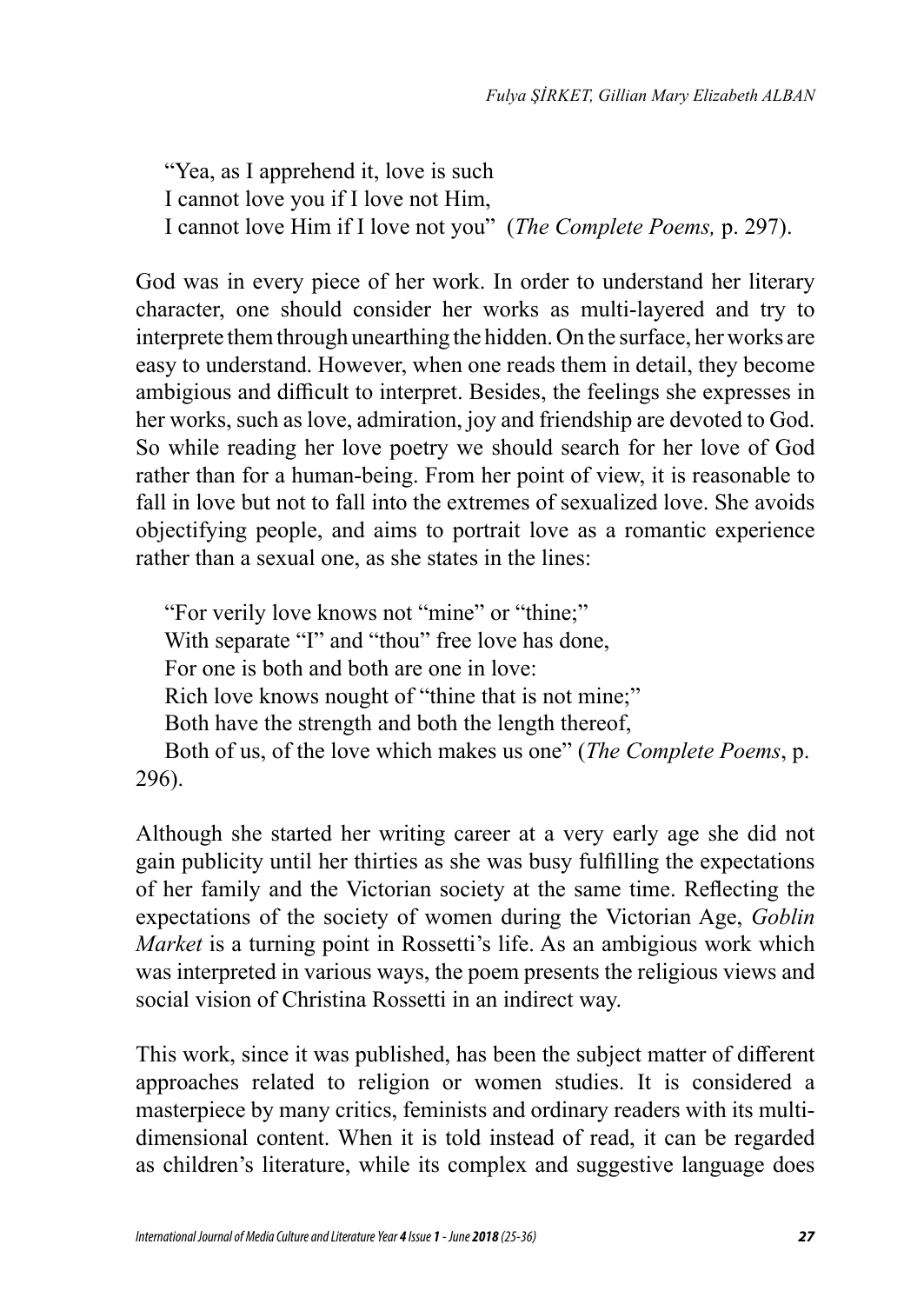"Yea, as I apprehend it, love is such
I cannot love you if I love not Him,
I cannot love Him if I love not you" (*The Complete Poems,* p. 297).

God was in every piece of her work. In order to understand her literary character, one should consider her works as multi-layered and try to interprete them through unearthing the hidden. On the surface, her works are easy to understand. However, when one reads them in detail, they become ambigious and difficult to interpret. Besides, the feelings she expresses in her works, such as love, admiration, joy and friendship are devoted to God. So while reading her love poetry we should search for her love of God rather than for a human-being. From her point of view, it is reasonable to fall in love but not to fall into the extremes of sexualized love. She avoids objectifying people, and aims to portrait love as a romantic experience rather than a sexual one, as she states in the lines:

"For verily love knows not "mine" or "thine;"
With separate "I" and "thou" free love has done,
For one is both and both are one in love:
Rich love knows nought of "thine that is not mine;"
Both have the strength and both the length thereof,
Both of us, of the love which makes us one" (*The Complete Poems*, p. 296).

Although she started her writing career at a very early age she did not gain publicity until her thirties as she was busy fulfilling the expectations of her family and the Victorian society at the same time. Reflecting the expectations of the society of women during the Victorian Age, *Goblin Market* is a turning point in Rossetti's life. As an ambigious work which was interpreted in various ways, the poem presents the religious views and social vision of Christina Rossetti in an indirect way.

This work, since it was published, has been the subject matter of different approaches related to religion or women studies. It is considered a masterpiece by many critics, feminists and ordinary readers with its multi-dimensional content. When it is told instead of read, it can be regarded as children's literature, while its complex and suggestive language does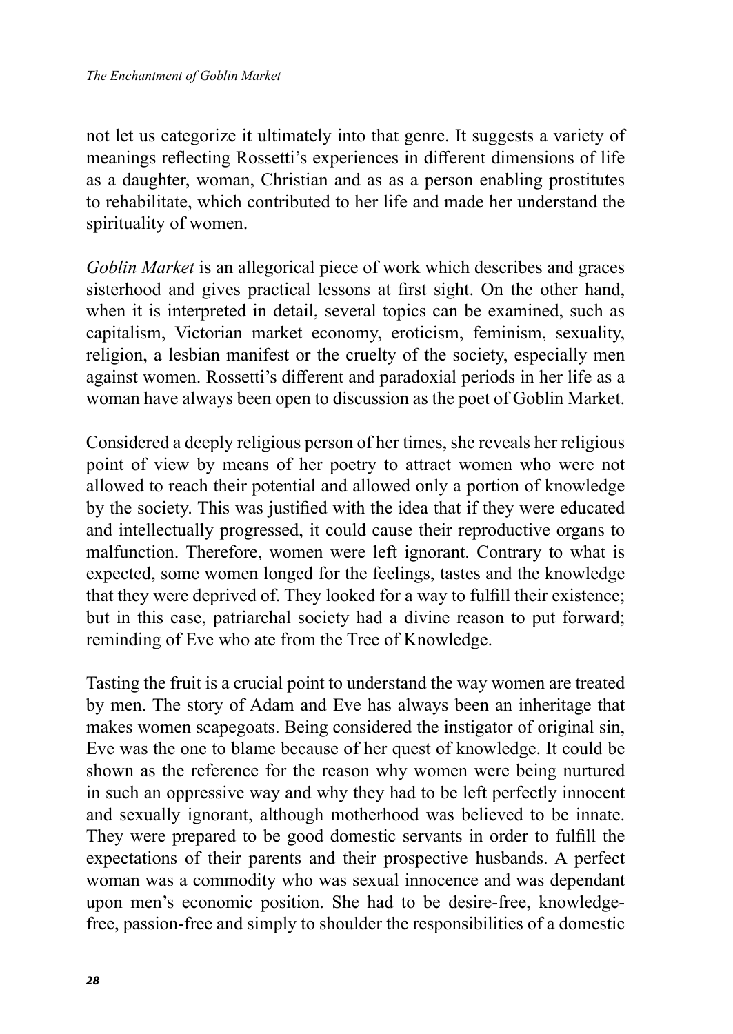not let us categorize it ultimately into that genre. It suggests a variety of meanings reflecting Rossetti's experiences in different dimensions of life as a daughter, woman, Christian and as as a person enabling prostitutes to rehabilitate, which contributed to her life and made her understand the spirituality of women.

*Goblin Market* is an allegorical piece of work which describes and graces sisterhood and gives practical lessons at first sight. On the other hand, when it is interpreted in detail, several topics can be examined, such as capitalism, Victorian market economy, eroticism, feminism, sexuality, religion, a lesbian manifest or the cruelty of the society, especially men against women. Rossetti's different and paradoxial periods in her life as a woman have always been open to discussion as the poet of Goblin Market.

Considered a deeply religious person of her times, she reveals her religious point of view by means of her poetry to attract women who were not allowed to reach their potential and allowed only a portion of knowledge by the society. This was justified with the idea that if they were educated and intellectually progressed, it could cause their reproductive organs to malfunction. Therefore, women were left ignorant. Contrary to what is expected, some women longed for the feelings, tastes and the knowledge that they were deprived of. They looked for a way to fulfill their existence; but in this case, patriarchal society had a divine reason to put forward; reminding of Eve who ate from the Tree of Knowledge.

Tasting the fruit is a crucial point to understand the way women are treated by men. The story of Adam and Eve has always been an inheritage that makes women scapegoats. Being considered the instigator of original sin, Eve was the one to blame because of her quest of knowledge. It could be shown as the reference for the reason why women were being nurtured in such an oppressive way and why they had to be left perfectly innocent and sexually ignorant, although motherhood was believed to be innate. They were prepared to be good domestic servants in order to fulfill the expectations of their parents and their prospective husbands. A perfect woman was a commodity who was sexual innocence and was dependant upon men's economic position. She had to be desire-free, knowledge-free, passion-free and simply to shoulder the responsibilities of a domestic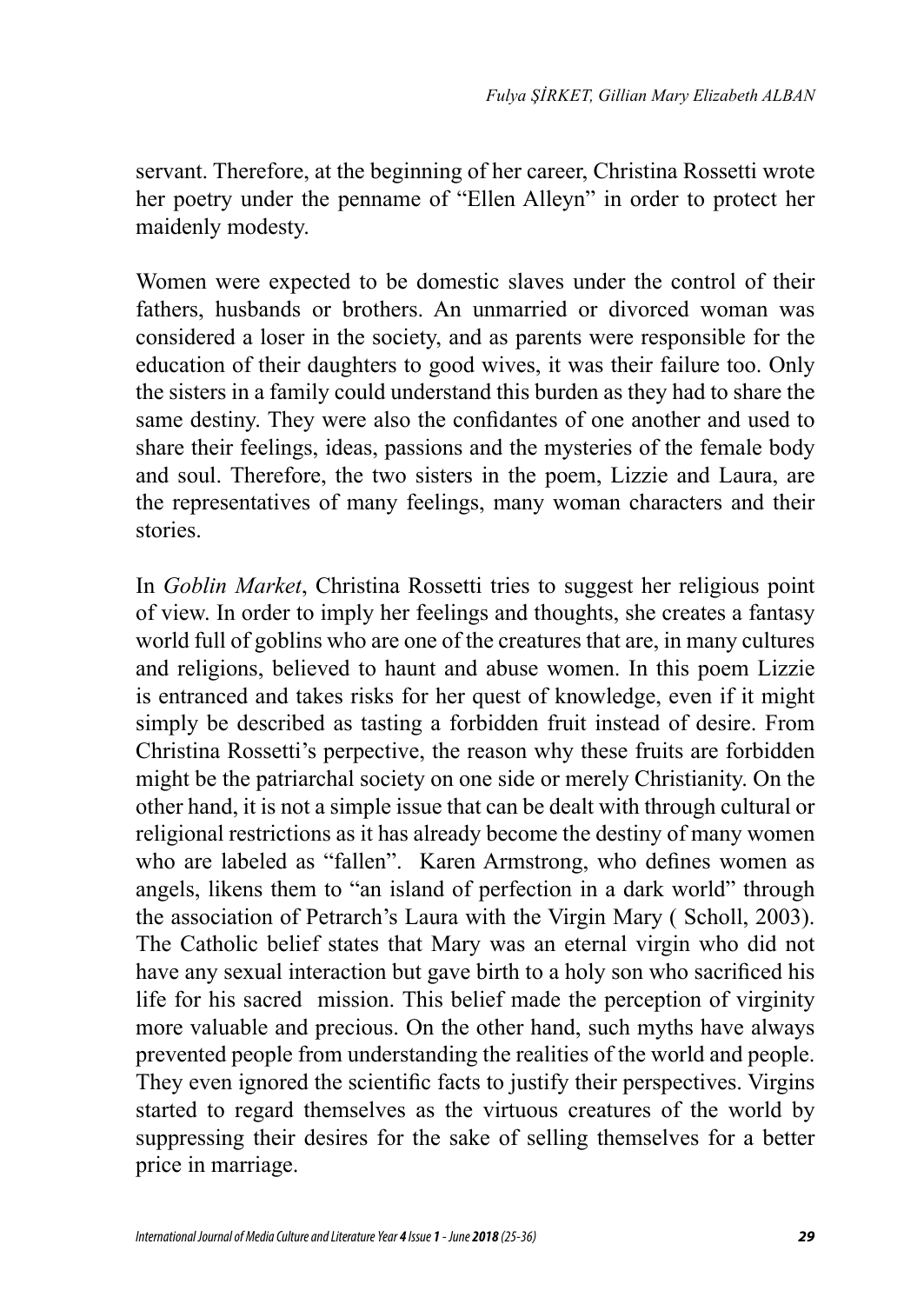servant. Therefore, at the beginning of her career, Christina Rossetti wrote her poetry under the penname of "Ellen Alleyn" in order to protect her maidenly modesty.

Women were expected to be domestic slaves under the control of their fathers, husbands or brothers. An unmarried or divorced woman was considered a loser in the society, and as parents were responsible for the education of their daughters to good wives, it was their failure too. Only the sisters in a family could understand this burden as they had to share the same destiny. They were also the confidantes of one another and used to share their feelings, ideas, passions and the mysteries of the female body and soul. Therefore, the two sisters in the poem, Lizzie and Laura, are the representatives of many feelings, many woman characters and their stories.

In *Goblin Market*, Christina Rossetti tries to suggest her religious point of view. In order to imply her feelings and thoughts, she creates a fantasy world full of goblins who are one of the creatures that are, in many cultures and religions, believed to haunt and abuse women. In this poem Lizzie is entranced and takes risks for her quest of knowledge, even if it might simply be described as tasting a forbidden fruit instead of desire. From Christina Rossetti's perpective, the reason why these fruits are forbidden might be the patriarchal society on one side or merely Christianity. On the other hand, it is not a simple issue that can be dealt with through cultural or religional restrictions as it has already become the destiny of many women who are labeled as "fallen". Karen Armstrong, who defines women as angels, likens them to "an island of perfection in a dark world" through the association of Petrarch's Laura with the Virgin Mary ( Scholl, 2003). The Catholic belief states that Mary was an eternal virgin who did not have any sexual interaction but gave birth to a holy son who sacrificed his life for his sacred mission. This belief made the perception of virginity more valuable and precious. On the other hand, such myths have always prevented people from understanding the realities of the world and people. They even ignored the scientific facts to justify their perspectives. Virgins started to regard themselves as the virtuous creatures of the world by suppressing their desires for the sake of selling themselves for a better price in marriage.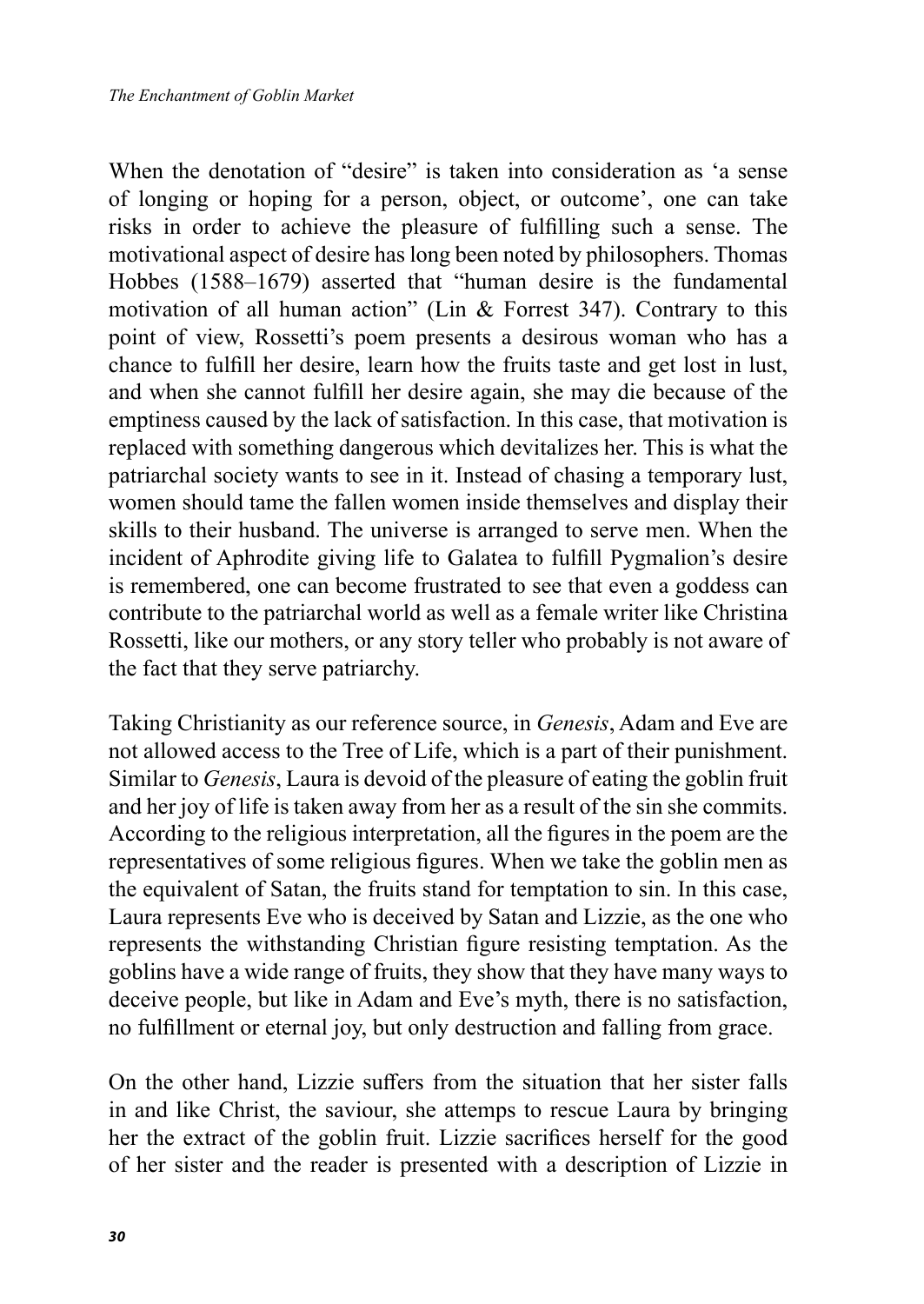When the denotation of "desire" is taken into consideration as 'a sense of longing or hoping for a person, object, or outcome', one can take risks in order to achieve the pleasure of fulfilling such a sense. The motivational aspect of desire has long been noted by philosophers. Thomas Hobbes (1588–1679) asserted that "human desire is the fundamental motivation of all human action" (Lin & Forrest 347). Contrary to this point of view, Rossetti's poem presents a desirous woman who has a chance to fulfill her desire, learn how the fruits taste and get lost in lust, and when she cannot fulfill her desire again, she may die because of the emptiness caused by the lack of satisfaction. In this case, that motivation is replaced with something dangerous which devitalizes her. This is what the patriarchal society wants to see in it. Instead of chasing a temporary lust, women should tame the fallen women inside themselves and display their skills to their husband. The universe is arranged to serve men. When the incident of Aphrodite giving life to Galatea to fulfill Pygmalion's desire is remembered, one can become frustrated to see that even a goddess can contribute to the patriarchal world as well as a female writer like Christina Rossetti, like our mothers, or any story teller who probably is not aware of the fact that they serve patriarchy.

Taking Christianity as our reference source, in *Genesis*, Adam and Eve are not allowed access to the Tree of Life, which is a part of their punishment. Similar to *Genesis*, Laura is devoid of the pleasure of eating the goblin fruit and her joy of life is taken away from her as a result of the sin she commits. According to the religious interpretation, all the figures in the poem are the representatives of some religious figures. When we take the goblin men as the equivalent of Satan, the fruits stand for temptation to sin. In this case, Laura represents Eve who is deceived by Satan and Lizzie, as the one who represents the withstanding Christian figure resisting temptation. As the goblins have a wide range of fruits, they show that they have many ways to deceive people, but like in Adam and Eve's myth, there is no satisfaction, no fulfillment or eternal joy, but only destruction and falling from grace.

On the other hand, Lizzie suffers from the situation that her sister falls in and like Christ, the saviour, she attemps to rescue Laura by bringing her the extract of the goblin fruit. Lizzie sacrifices herself for the good of her sister and the reader is presented with a description of Lizzie in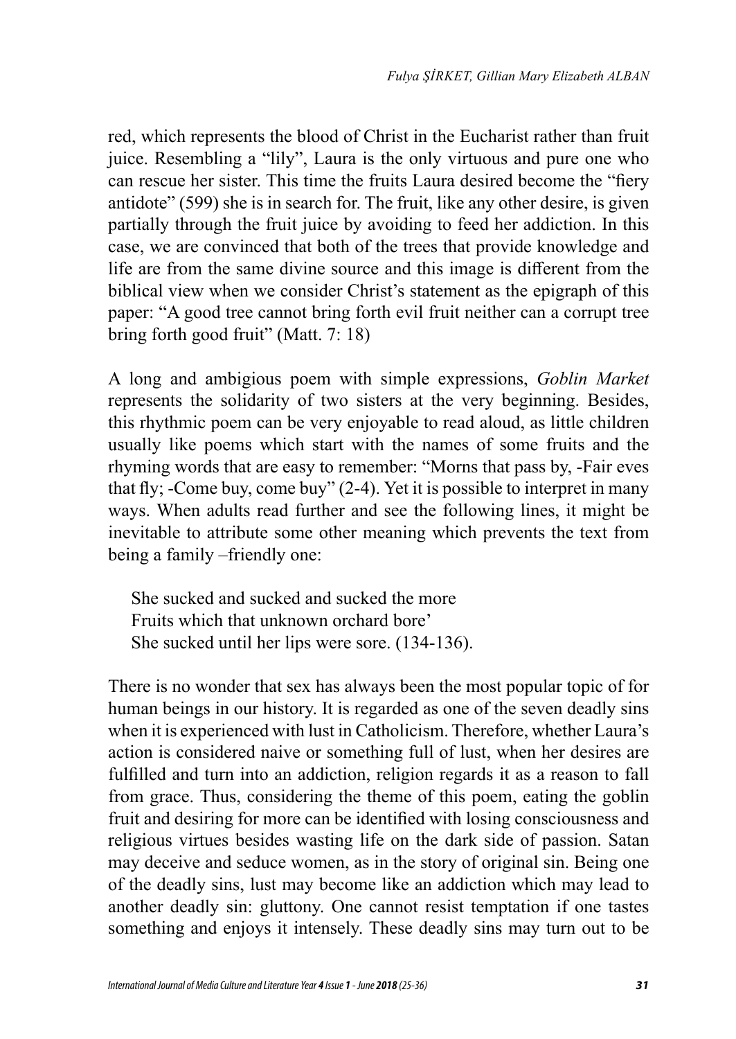red, which represents the blood of Christ in the Eucharist rather than fruit juice. Resembling a "lily", Laura is the only virtuous and pure one who can rescue her sister. This time the fruits Laura desired become the "fiery antidote" (599) she is in search for. The fruit, like any other desire, is given partially through the fruit juice by avoiding to feed her addiction. In this case, we are convinced that both of the trees that provide knowledge and life are from the same divine source and this image is different from the biblical view when we consider Christ's statement as the epigraph of this paper: "A good tree cannot bring forth evil fruit neither can a corrupt tree bring forth good fruit" (Matt. 7: 18)

A long and ambigious poem with simple expressions, *Goblin Market* represents the solidarity of two sisters at the very beginning. Besides, this rhythmic poem can be very enjoyable to read aloud, as little children usually like poems which start with the names of some fruits and the rhyming words that are easy to remember: "Morns that pass by, -Fair eves that fly; -Come buy, come buy" (2-4). Yet it is possible to interpret in many ways. When adults read further and see the following lines, it might be inevitable to attribute some other meaning which prevents the text from being a family –friendly one:

> She sucked and sucked and sucked the more
> Fruits which that unknown orchard bore'
> She sucked until her lips were sore. (134-136).

There is no wonder that sex has always been the most popular topic of for human beings in our history. It is regarded as one of the seven deadly sins when it is experienced with lust in Catholicism. Therefore, whether Laura's action is considered naive or something full of lust, when her desires are fulfilled and turn into an addiction, religion regards it as a reason to fall from grace. Thus, considering the theme of this poem, eating the goblin fruit and desiring for more can be identified with losing consciousness and religious virtues besides wasting life on the dark side of passion. Satan may deceive and seduce women, as in the story of original sin. Being one of the deadly sins, lust may become like an addiction which may lead to another deadly sin: gluttony. One cannot resist temptation if one tastes something and enjoys it intensely. These deadly sins may turn out to be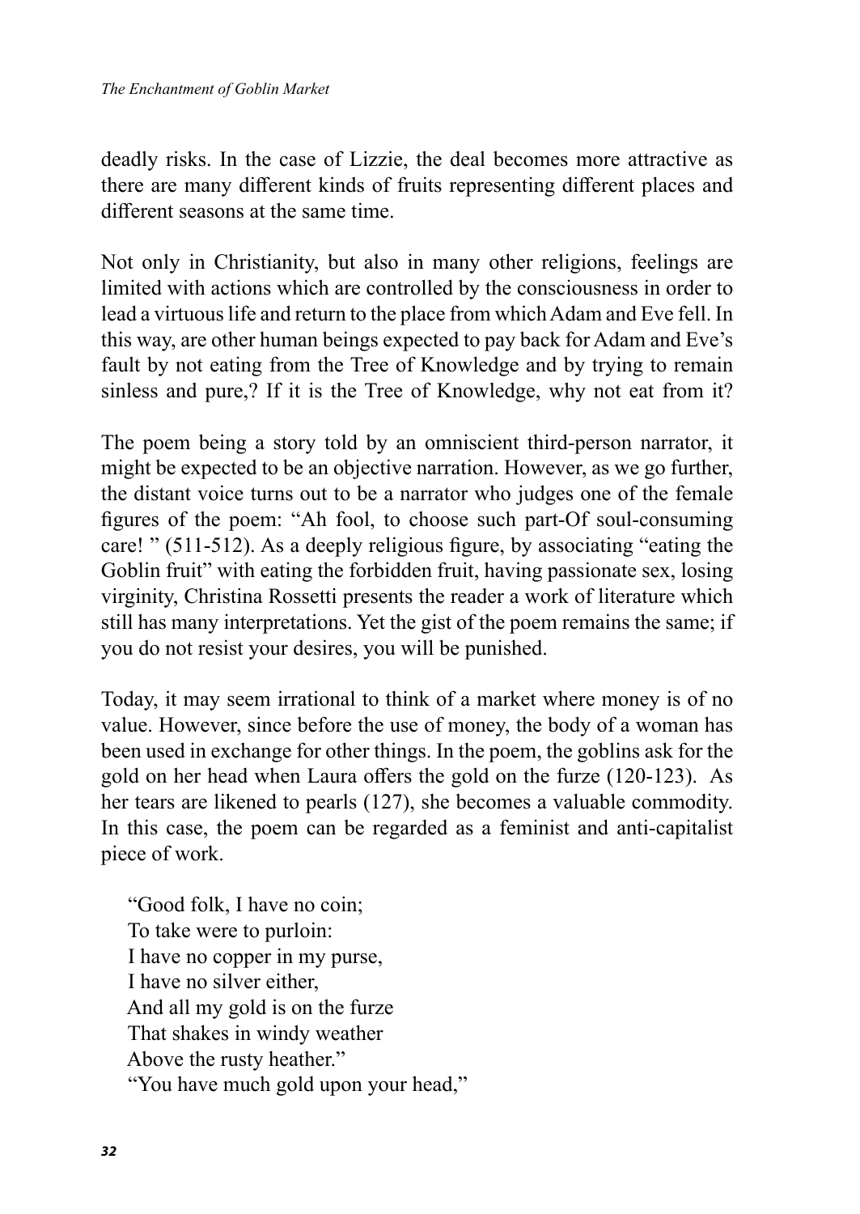deadly risks. In the case of Lizzie, the deal becomes more attractive as there are many different kinds of fruits representing different places and different seasons at the same time.

Not only in Christianity, but also in many other religions, feelings are limited with actions which are controlled by the consciousness in order to lead a virtuous life and return to the place from which Adam and Eve fell. In this way, are other human beings expected to pay back for Adam and Eve's fault by not eating from the Tree of Knowledge and by trying to remain sinless and pure,? If it is the Tree of Knowledge, why not eat from it?

The poem being a story told by an omniscient third-person narrator, it might be expected to be an objective narration. However, as we go further, the distant voice turns out to be a narrator who judges one of the female figures of the poem: "Ah fool, to choose such part-Of soul-consuming care! " (511-512). As a deeply religious figure, by associating "eating the Goblin fruit" with eating the forbidden fruit, having passionate sex, losing virginity, Christina Rossetti presents the reader a work of literature which still has many interpretations. Yet the gist of the poem remains the same; if you do not resist your desires, you will be punished.

Today, it may seem irrational to think of a market where money is of no value. However, since before the use of money, the body of a woman has been used in exchange for other things. In the poem, the goblins ask for the gold on her head when Laura offers the gold on the furze (120-123). As her tears are likened to pearls (127), she becomes a valuable commodity. In this case, the poem can be regarded as a feminist and anti-capitalist piece of work.

> "Good folk, I have no coin;
> To take were to purloin:
> I have no copper in my purse,
> I have no silver either,
> And all my gold is on the furze
> That shakes in windy weather
> Above the rusty heather."
> "You have much gold upon your head,"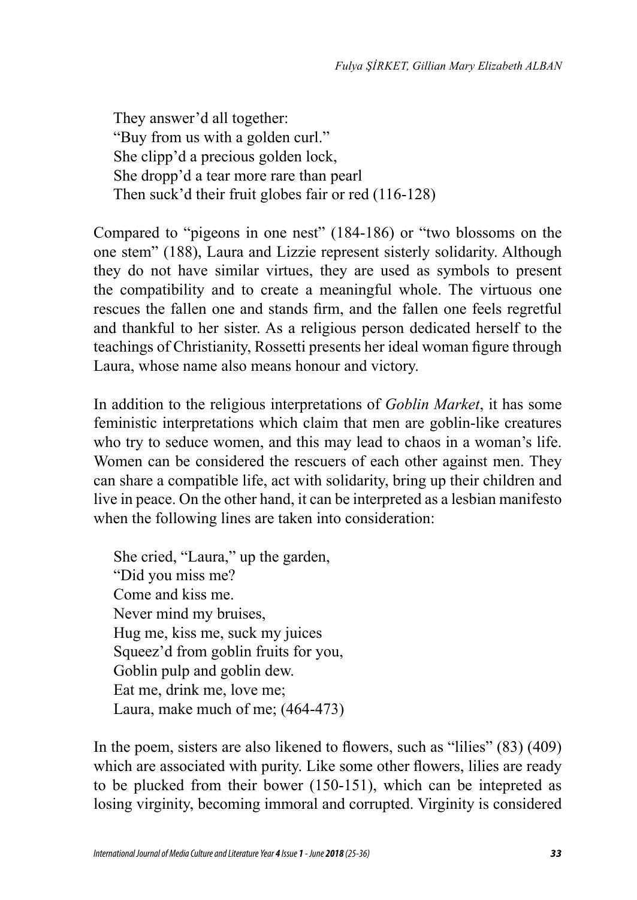> They answer'd all together:
> "Buy from us with a golden curl."
> She clipp'd a precious golden lock,
> She dropp'd a tear more rare than pearl
> Then suck'd their fruit globes fair or red (116-128)

Compared to "pigeons in one nest" (184-186) or "two blossoms on the one stem" (188), Laura and Lizzie represent sisterly solidarity. Although they do not have similar virtues, they are used as symbols to present the compatibility and to create a meaningful whole. The virtuous one rescues the fallen one and stands firm, and the fallen one feels regretful and thankful to her sister. As a religious person dedicated herself to the teachings of Christianity, Rossetti presents her ideal woman figure through Laura, whose name also means honour and victory.

In addition to the religious interpretations of *Goblin Market*, it has some feministic interpretations which claim that men are goblin-like creatures who try to seduce women, and this may lead to chaos in a woman's life. Women can be considered the rescuers of each other against men. They can share a compatible life, act with solidarity, bring up their children and live in peace. On the other hand, it can be interpreted as a lesbian manifesto when the following lines are taken into consideration:

> She cried, "Laura," up the garden,
> "Did you miss me?
> Come and kiss me.
> Never mind my bruises,
> Hug me, kiss me, suck my juices
> Squeez'd from goblin fruits for you,
> Goblin pulp and goblin dew.
> Eat me, drink me, love me;
> Laura, make much of me; (464-473)

In the poem, sisters are also likened to flowers, such as "lilies" (83) (409) which are associated with purity. Like some other flowers, lilies are ready to be plucked from their bower (150-151), which can be intepreted as losing virginity, becoming immoral and corrupted. Virginity is considered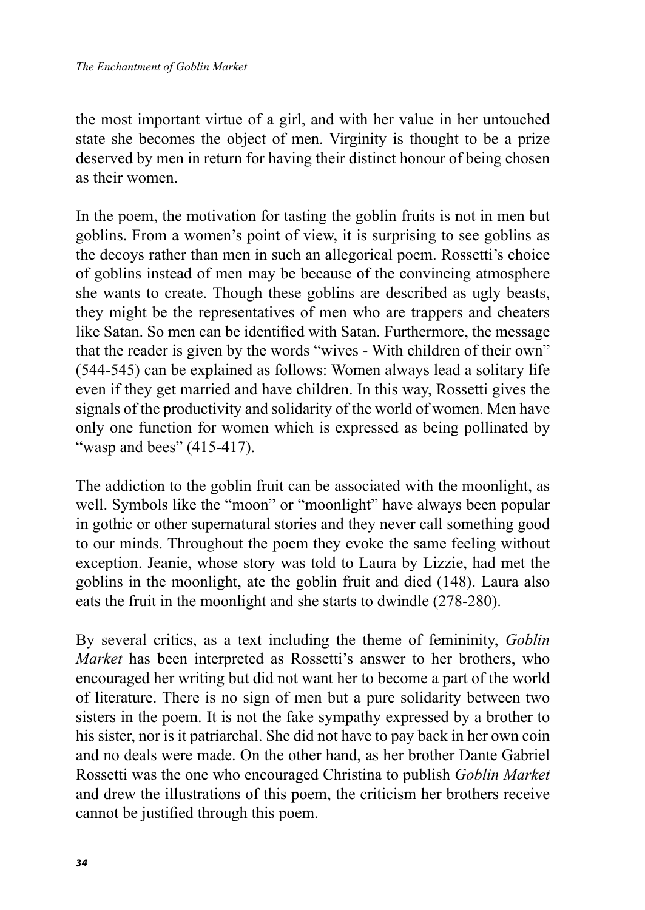the most important virtue of a girl, and with her value in her untouched state she becomes the object of men. Virginity is thought to be a prize deserved by men in return for having their distinct honour of being chosen as their women.

In the poem, the motivation for tasting the goblin fruits is not in men but goblins. From a women's point of view, it is surprising to see goblins as the decoys rather than men in such an allegorical poem. Rossetti's choice of goblins instead of men may be because of the convincing atmosphere she wants to create. Though these goblins are described as ugly beasts, they might be the representatives of men who are trappers and cheaters like Satan. So men can be identified with Satan. Furthermore, the message that the reader is given by the words "wives - With children of their own" (544-545) can be explained as follows: Women always lead a solitary life even if they get married and have children. In this way, Rossetti gives the signals of the productivity and solidarity of the world of women. Men have only one function for women which is expressed as being pollinated by "wasp and bees" (415-417).

The addiction to the goblin fruit can be associated with the moonlight, as well. Symbols like the "moon" or "moonlight" have always been popular in gothic or other supernatural stories and they never call something good to our minds. Throughout the poem they evoke the same feeling without exception. Jeanie, whose story was told to Laura by Lizzie, had met the goblins in the moonlight, ate the goblin fruit and died (148). Laura also eats the fruit in the moonlight and she starts to dwindle (278-280).

By several critics, as a text including the theme of femininity, *Goblin Market* has been interpreted as Rossetti's answer to her brothers, who encouraged her writing but did not want her to become a part of the world of literature. There is no sign of men but a pure solidarity between two sisters in the poem. It is not the fake sympathy expressed by a brother to his sister, nor is it patriarchal. She did not have to pay back in her own coin and no deals were made. On the other hand, as her brother Dante Gabriel Rossetti was the one who encouraged Christina to publish *Goblin Market* and drew the illustrations of this poem, the criticism her brothers receive cannot be justified through this poem.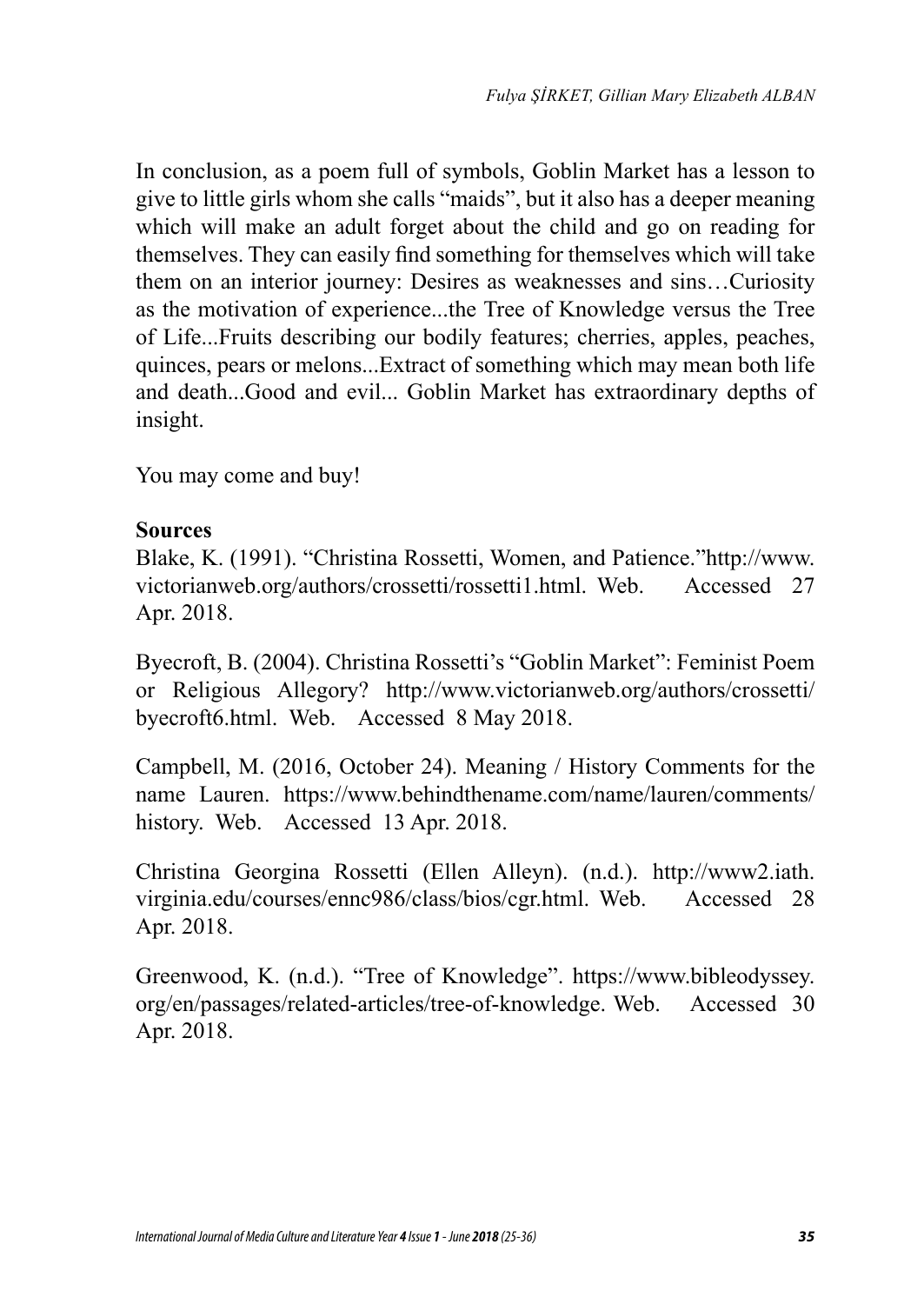In conclusion, as a poem full of symbols, Goblin Market has a lesson to give to little girls whom she calls “maids”, but it also has a deeper meaning which will make an adult forget about the child and go on reading for themselves. They can easily find something for themselves which will take them on an interior journey: Desires as weaknesses and sins…Curiosity as the motivation of experience...the Tree of Knowledge versus the Tree of Life...Fruits describing our bodily features; cherries, apples, peaches, quinces, pears or melons...Extract of something which may mean both life and death...Good and evil... Goblin Market has extraordinary depths of insight.

You may come and buy!

**Sources**

Blake, K. (1991). “Christina Rossetti, Women, and Patience.”http://www.victorianweb.org/authors/crossetti/rossetti1.html. Web. Accessed 27 Apr. 2018.

Byecroft, B. (2004). Christina Rossetti’s “Goblin Market”: Feminist Poem or Religious Allegory? http://www.victorianweb.org/authors/crossetti/byecroft6.html. Web. Accessed 8 May 2018.

Campbell, M. (2016, October 24). Meaning / History Comments for the name Lauren. https://www.behindthename.com/name/lauren/comments/history. Web. Accessed 13 Apr. 2018.

Christina Georgina Rossetti (Ellen Alleyn). (n.d.). http://www2.iath.virginia.edu/courses/ennc986/class/bios/cgr.html. Web. Accessed 28 Apr. 2018.

Greenwood, K. (n.d.). “Tree of Knowledge”. https://www.bibleodyssey.org/en/passages/related-articles/tree-of-knowledge. Web. Accessed 30 Apr. 2018.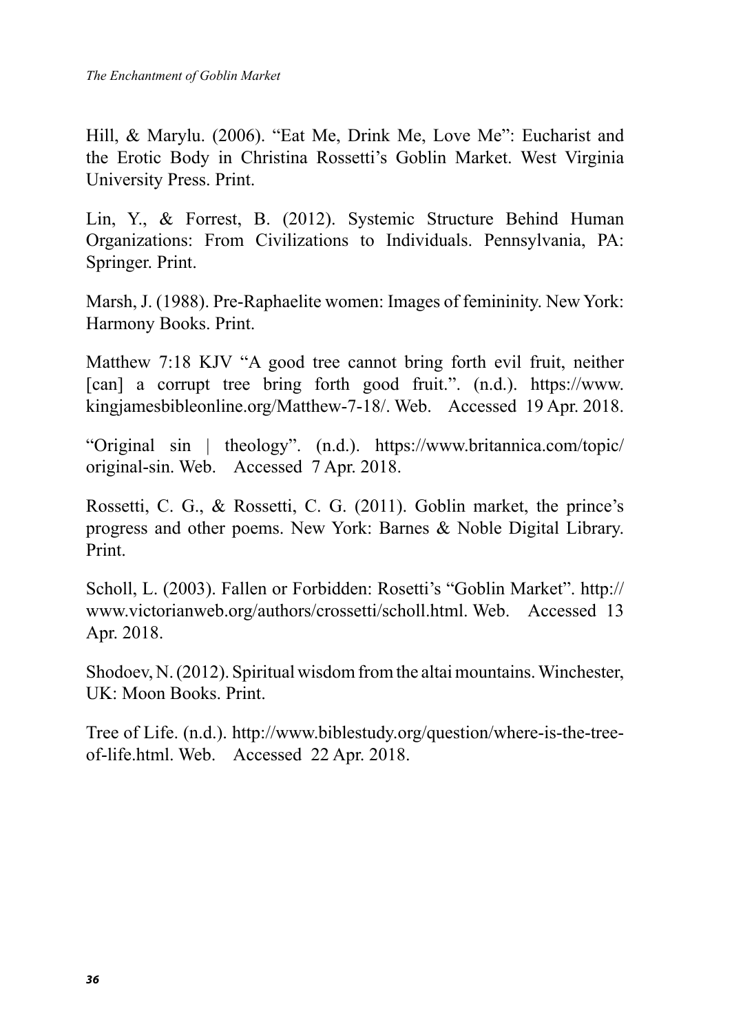Hill, & Marylu. (2006). "Eat Me, Drink Me, Love Me": Eucharist and the Erotic Body in Christina Rossetti's Goblin Market. West Virginia University Press. Print.

Lin, Y., & Forrest, B. (2012). Systemic Structure Behind Human Organizations: From Civilizations to Individuals. Pennsylvania, PA: Springer. Print.

Marsh, J. (1988). Pre-Raphaelite women: Images of femininity. New York: Harmony Books. Print.

Matthew 7:18 KJV "A good tree cannot bring forth evil fruit, neither [can] a corrupt tree bring forth good fruit.". (n.d.). https://www.kingjamesbibleonline.org/Matthew-7-18/. Web. Accessed 19 Apr. 2018.

"Original sin | theology". (n.d.). https://www.britannica.com/topic/original-sin. Web. Accessed 7 Apr. 2018.

Rossetti, C. G., & Rossetti, C. G. (2011). Goblin market, the prince's progress and other poems. New York: Barnes & Noble Digital Library. Print.

Scholl, L. (2003). Fallen or Forbidden: Rosetti's "Goblin Market". http://www.victorianweb.org/authors/crossetti/scholl.html. Web. Accessed 13 Apr. 2018.

Shodoev, N. (2012). Spiritual wisdom from the altai mountains. Winchester, UK: Moon Books. Print.

Tree of Life. (n.d.). http://www.biblestudy.org/question/where-is-the-tree-of-life.html. Web. Accessed 22 Apr. 2018.